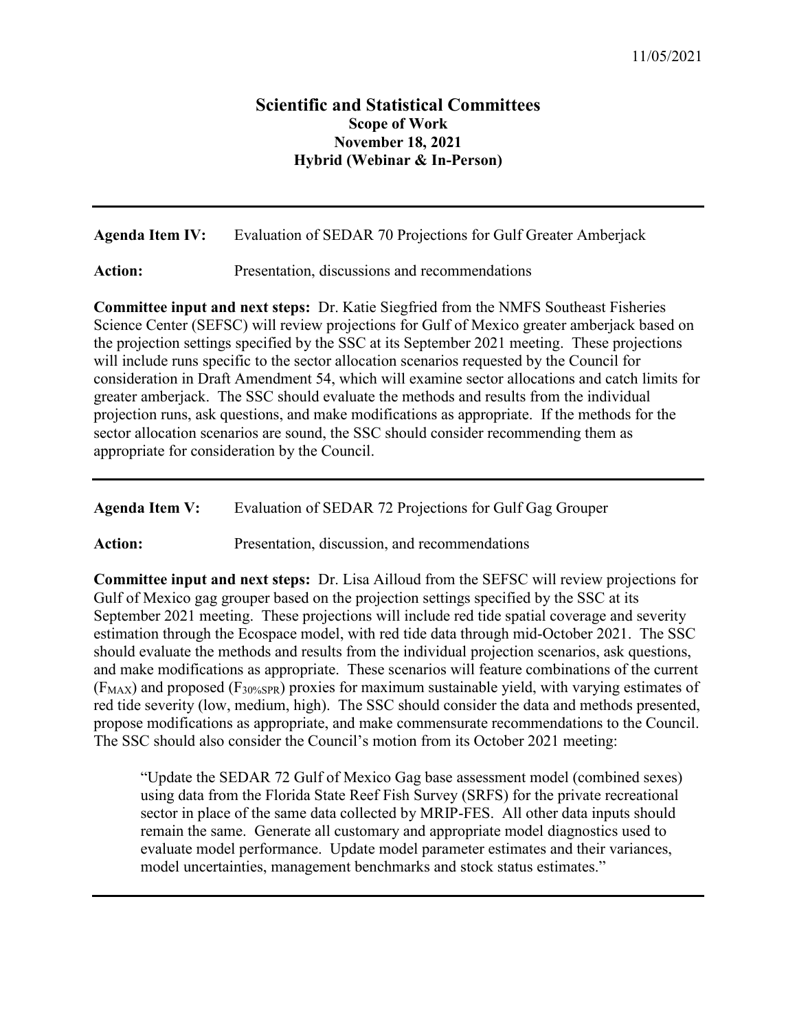11/05/2021

# Scientific and Statistical Committees

**Scope of Work**
**November 18, 2021**
**Hybrid (Webinar & In-Person)**

---

**Agenda Item IV:** Evaluation of SEDAR 70 Projections for Gulf Greater Amberjack

**Action:** Presentation, discussions and recommendations

**Committee input and next steps:** Dr. Katie Siegfried from the NMFS Southeast Fisheries Science Center (SEFSC) will review projections for Gulf of Mexico greater amberjack based on the projection settings specified by the SSC at its September 2021 meeting. These projections will include runs specific to the sector allocation scenarios requested by the Council for consideration in Draft Amendment 54, which will examine sector allocations and catch limits for greater amberjack. The SSC should evaluate the methods and results from the individual projection runs, ask questions, and make modifications as appropriate. If the methods for the sector allocation scenarios are sound, the SSC should consider recommending them as appropriate for consideration by the Council.

---

**Agenda Item V:** Evaluation of SEDAR 72 Projections for Gulf Gag Grouper

**Action:** Presentation, discussion, and recommendations

**Committee input and next steps:** Dr. Lisa Ailloud from the SEFSC will review projections for Gulf of Mexico gag grouper based on the projection settings specified by the SSC at its September 2021 meeting. These projections will include red tide spatial coverage and severity estimation through the Ecospace model, with red tide data through mid-October 2021. The SSC should evaluate the methods and results from the individual projection scenarios, ask questions, and make modifications as appropriate. These scenarios will feature combinations of the current ($F_{MAX}$) and proposed ($F_{30\%SPR}$) proxies for maximum sustainable yield, with varying estimates of red tide severity (low, medium, high). The SSC should consider the data and methods presented, propose modifications as appropriate, and make commensurate recommendations to the Council. The SSC should also consider the Council's motion from its October 2021 meeting:

> "Update the SEDAR 72 Gulf of Mexico Gag base assessment model (combined sexes) using data from the Florida State Reef Fish Survey (SRFS) for the private recreational sector in place of the same data collected by MRIP-FES. All other data inputs should remain the same. Generate all customary and appropriate model diagnostics used to evaluate model performance. Update model parameter estimates and their variances, model uncertainties, management benchmarks and stock status estimates."

---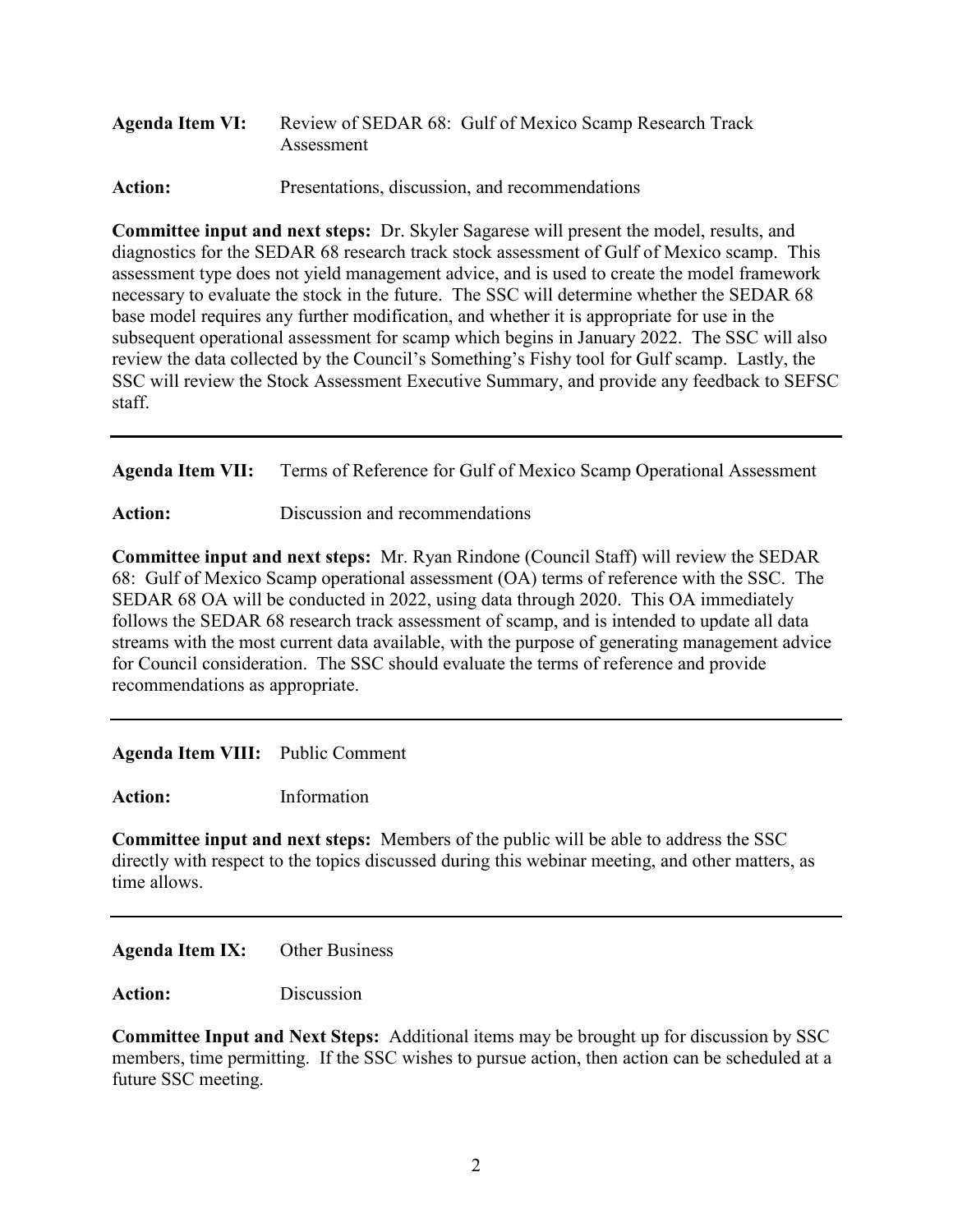**Agenda Item VI:** Review of SEDAR 68: Gulf of Mexico Scamp Research Track Assessment

**Action:** Presentations, discussion, and recommendations

**Committee input and next steps:** Dr. Skyler Sagarese will present the model, results, and diagnostics for the SEDAR 68 research track stock assessment of Gulf of Mexico scamp. This assessment type does not yield management advice, and is used to create the model framework necessary to evaluate the stock in the future. The SSC will determine whether the SEDAR 68 base model requires any further modification, and whether it is appropriate for use in the subsequent operational assessment for scamp which begins in January 2022. The SSC will also review the data collected by the Council's Something's Fishy tool for Gulf scamp. Lastly, the SSC will review the Stock Assessment Executive Summary, and provide any feedback to SEFSC staff.

---

**Agenda Item VII:** Terms of Reference for Gulf of Mexico Scamp Operational Assessment

**Action:** Discussion and recommendations

**Committee input and next steps:** Mr. Ryan Rindone (Council Staff) will review the SEDAR 68: Gulf of Mexico Scamp operational assessment (OA) terms of reference with the SSC. The SEDAR 68 OA will be conducted in 2022, using data through 2020. This OA immediately follows the SEDAR 68 research track assessment of scamp, and is intended to update all data streams with the most current data available, with the purpose of generating management advice for Council consideration. The SSC should evaluate the terms of reference and provide recommendations as appropriate.

---

**Agenda Item VIII:** Public Comment

**Action:** Information

**Committee input and next steps:** Members of the public will be able to address the SSC directly with respect to the topics discussed during this webinar meeting, and other matters, as time allows.

---

**Agenda Item IX:** Other Business

**Action:** Discussion

**Committee Input and Next Steps:** Additional items may be brought up for discussion by SSC members, time permitting. If the SSC wishes to pursue action, then action can be scheduled at a future SSC meeting.